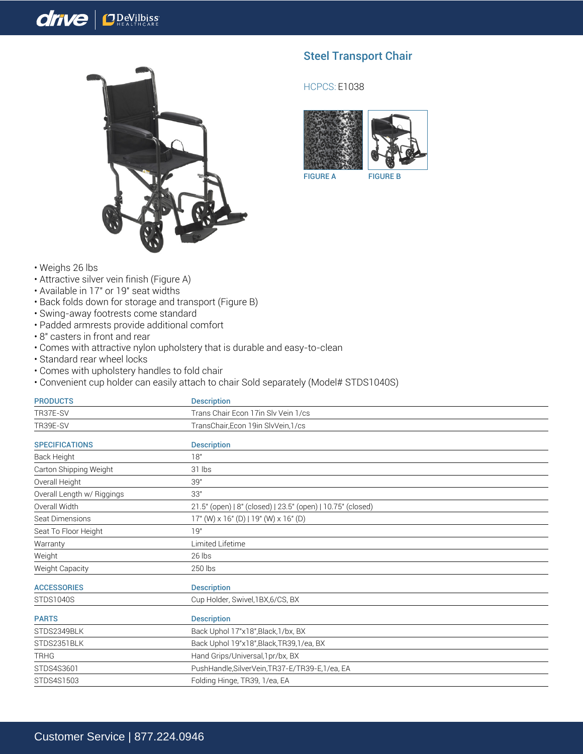# Steel Transport Chair

HCPCS: E1038

FIGURE A FIGURE B

- Weighs 26 lbs
- Attractive silver vein finish (Figure A)
- Available in 17" or 19" seat widths
- Back folds down for storage and transport (Figure B)
- Swing-away footrests come standard
- Padded armrests provide additional comfort
- 8" casters in front and rear
- Comes with attractive nylon upholstery that is durable and easy-to-clean
- Standard rear wheel locks
- Comes with upholstery handles to fold chair
- Convenient cup holder can easily attach to chair Sold separately (Model# STDS1040S)

| PRODUCTS | Description |
|---|---|
| TR37E-SV | Trans Chair Econ 17in Slv Vein 1/cs |
| TR39E-SV | TransChair,Econ 19in SlvVein,1/cs |

| SPECIFICATIONS | Description |
|---|---|
| Back Height | 18" |
| Carton Shipping Weight | 31 lbs |
| Overall Height | 39" |
| Overall Length w/ Riggings | 33" |
| Overall Width | 21.5" (open) \| 8" (closed) \| 23.5" (open) \| 10.75" (closed) |
| Seat Dimensions | 17" (W) x 16" (D) \| 19" (W) x 16" (D) |
| Seat To Floor Height | 19" |
| Warranty | Limited Lifetime |
| Weight | 26 lbs |
| Weight Capacity | 250 lbs |

| ACCESSORIES | Description |
|---|---|
| STDS1040S | Cup Holder, Swivel,1BX,6/CS, BX |

| PARTS | Description |
|---|---|
| STDS2349BLK | Back Uphol 17"x18",Black,1/bx, BX |
| STDS2351BLK | Back Uphol 19"x18",Black,TR39,1/ea, BX |
| TRHG | Hand Grips/Universal,1pr/bx, BX |
| STDS4S3601 | PushHandle,SilverVein,TR37-E/TR39-E,1/ea, EA |
| STDS4S1503 | Folding Hinge, TR39, 1/ea, EA |

Customer Service | 877.224.0946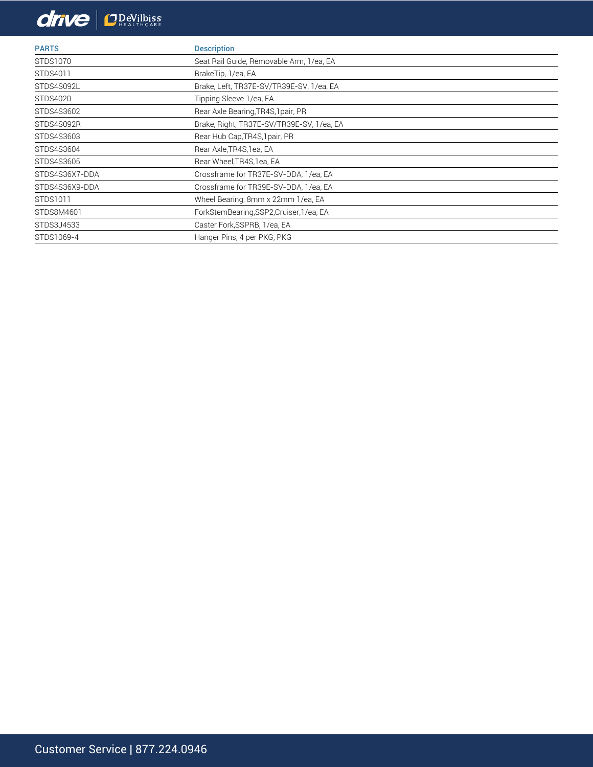| PARTS | Description |
|---|---|
| STDS1070 | Seat Rail Guide, Removable Arm, 1/ea, EA |
| STDS4011 | BrakeTip, 1/ea, EA |
| STDS4S092L | Brake, Left, TR37E-SV/TR39E-SV, 1/ea, EA |
| STDS4020 | Tipping Sleeve 1/ea, EA |
| STDS4S3602 | Rear Axle Bearing,TR4S,1pair, PR |
| STDS4S092R | Brake, Right, TR37E-SV/TR39E-SV, 1/ea, EA |
| STDS4S3603 | Rear Hub Cap,TR4S,1pair, PR |
| STDS4S3604 | Rear Axle,TR4S,1ea, EA |
| STDS4S3605 | Rear Wheel,TR4S,1ea, EA |
| STDS4S36X7-DDA | Crossframe for TR37E-SV-DDA, 1/ea, EA |
| STDS4S36X9-DDA | Crossframe for TR39E-SV-DDA, 1/ea, EA |
| STDS1011 | Wheel Bearing, 8mm x 22mm 1/ea, EA |
| STDS8M4601 | ForkStemBearing,SSP2,Cruiser,1/ea, EA |
| STDS3J4533 | Caster Fork,SSPRB, 1/ea, EA |
| STDS1069-4 | Hanger Pins, 4 per PKG, PKG |